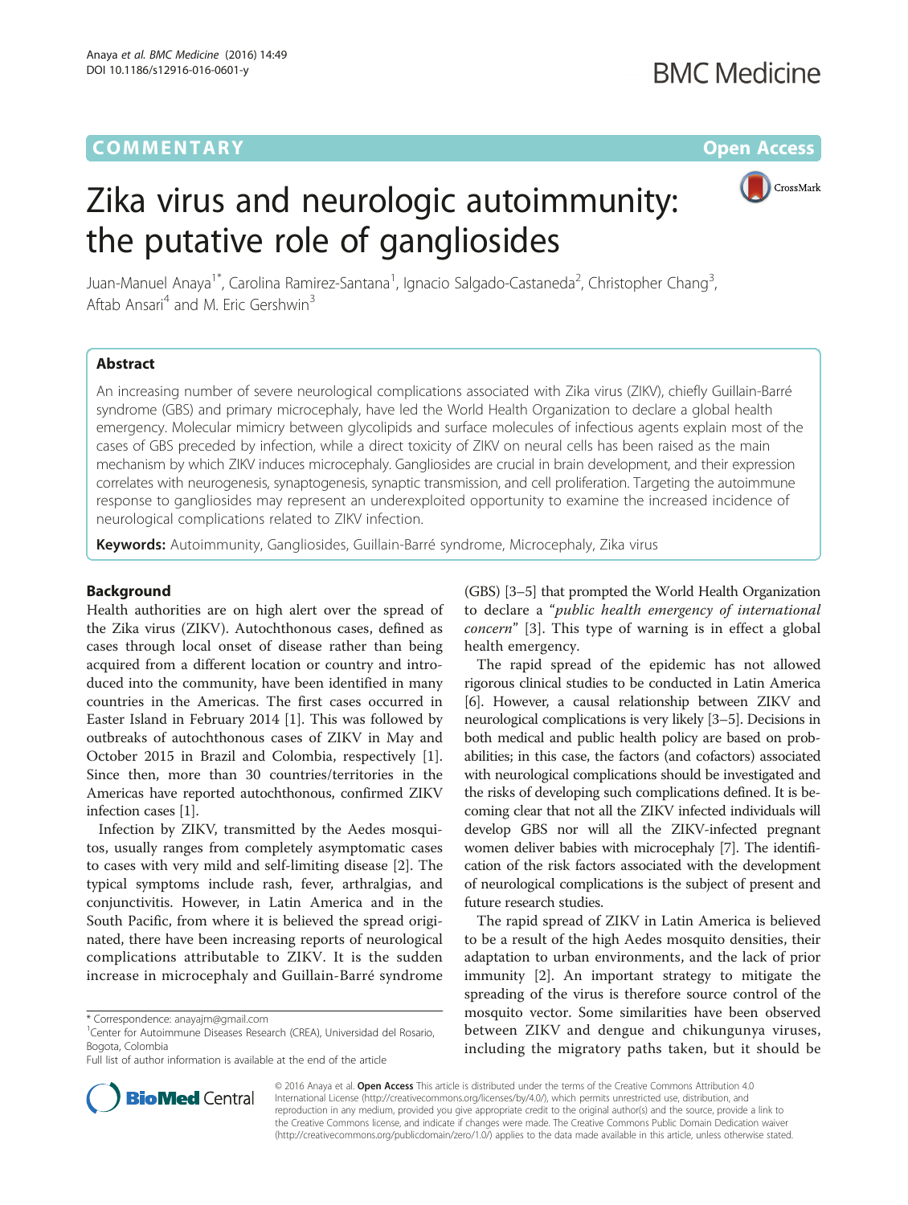COMMENTARY

Open Access

# Zika virus and neurologic autoimmunity: the putative role of gangliosides

Juan-Manuel Anaya[1*], Carolina Ramirez-Santana[1], Ignacio Salgado-Castaneda[2], Christopher Chang[3], Aftab Ansari[4] and M. Eric Gershwin[3]

## Abstract

An increasing number of severe neurological complications associated with Zika virus (ZIKV), chiefly Guillain-Barré syndrome (GBS) and primary microcephaly, have led the World Health Organization to declare a global health emergency. Molecular mimicry between glycolipids and surface molecules of infectious agents explain most of the cases of GBS preceded by infection, while a direct toxicity of ZIKV on neural cells has been raised as the main mechanism by which ZIKV induces microcephaly. Gangliosides are crucial in brain development, and their expression correlates with neurogenesis, synaptogenesis, synaptic transmission, and cell proliferation. Targeting the autoimmune response to gangliosides may represent an underexploited opportunity to examine the increased incidence of neurological complications related to ZIKV infection.

**Keywords:** Autoimmunity, Gangliosides, Guillain-Barré syndrome, Microcephaly, Zika virus

## Background

Health authorities are on high alert over the spread of the Zika virus (ZIKV). Autochthonous cases, defined as cases through local onset of disease rather than being acquired from a different location or country and introduced into the community, have been identified in many countries in the Americas. The first cases occurred in Easter Island in February 2014 [1]. This was followed by outbreaks of autochthonous cases of ZIKV in May and October 2015 in Brazil and Colombia, respectively [1]. Since then, more than 30 countries/territories in the Americas have reported autochthonous, confirmed ZIKV infection cases [1].

Infection by ZIKV, transmitted by the Aedes mosquitos, usually ranges from completely asymptomatic cases to cases with very mild and self-limiting disease [2]. The typical symptoms include rash, fever, arthralgias, and conjunctivitis. However, in Latin America and the South Pacific, from where it is believed the spread originated, there have been increasing reports of neurological complications attributable to ZIKV. It is the sudden increase in microcephaly and Guillain-Barré syndrome (GBS) [3–5] that prompted the World Health Organization to declare a "*public health emergency of international concern*" [3]. This type of warning is in effect a global health emergency.

The rapid spread of the epidemic has not allowed rigorous clinical studies to be conducted in Latin America [6]. However, a causal relationship between ZIKV and neurological complications is very likely [3–5]. Decisions in both medical and public health policy are based on probabilities; in this case, the factors (and cofactors) associated with neurological complications should be investigated and the risks of developing such complications defined. It is becoming clear that not all the ZIKV infected individuals will develop GBS nor will all the ZIKV-infected pregnant women deliver babies with microcephaly [7]. The identification of the risk factors associated with the development of neurological complications is the subject of present and future research studies.

The rapid spread of ZIKV in Latin America is believed to be a result of the high Aedes mosquito densities, their adaptation to urban environments, and the lack of prior immunity [2]. An important strategy to mitigate the spreading of the virus is therefore source control of the mosquito vector. Some similarities have been observed between ZIKV and dengue and chikungunya viruses, including the migratory paths taken, but it should be

* Correspondence: anayajm@gmail.com

[1] Center for Autoimmune Diseases Research (CREA), Universidad del Rosario, Bogota, Colombia

Full list of author information is available at the end of the article

© 2016 Anaya et al. **Open Access** This article is distributed under the terms of the Creative Commons Attribution 4.0 International License (http://creativecommons.org/licenses/by/4.0/), which permits unrestricted use, distribution, and reproduction in any medium, provided you give appropriate credit to the original author(s) and the source, provide a link to the Creative Commons license, and indicate if changes were made. The Creative Commons Public Domain Dedication waiver (http://creativecommons.org/publicdomain/zero/1.0/) applies to the data made available in this article, unless otherwise stated.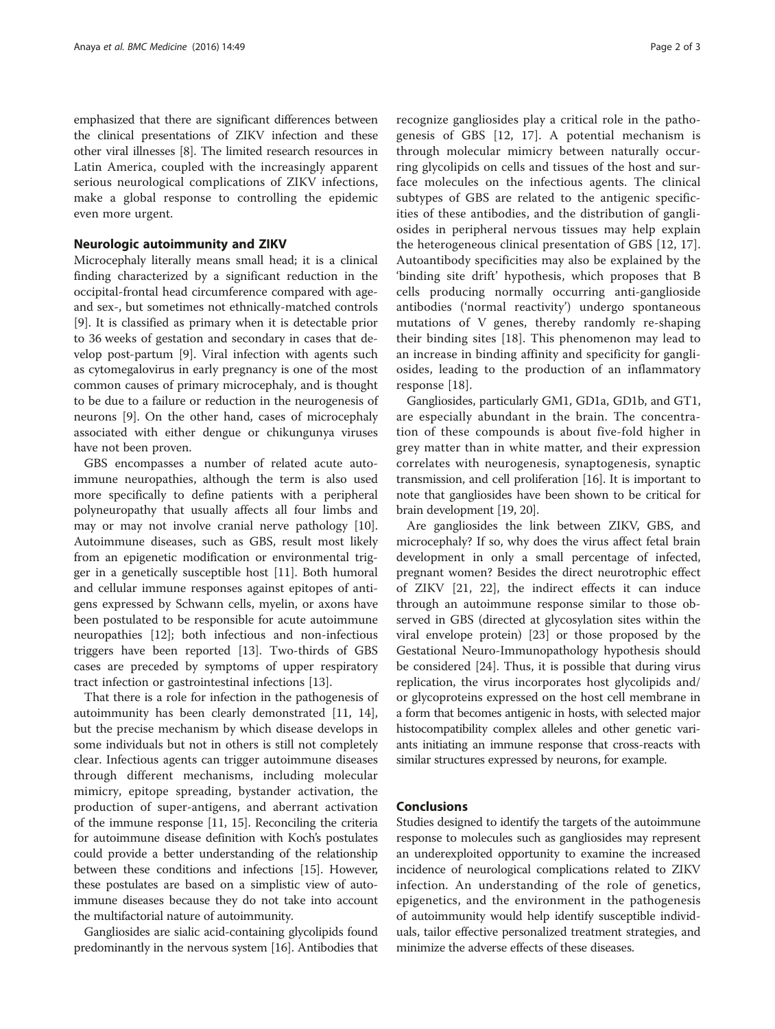emphasized that there are significant differences between the clinical presentations of ZIKV infection and these other viral illnesses [8]. The limited research resources in Latin America, coupled with the increasingly apparent serious neurological complications of ZIKV infections, make a global response to controlling the epidemic even more urgent.

## Neurologic autoimmunity and ZIKV

Microcephaly literally means small head; it is a clinical finding characterized by a significant reduction in the occipital-frontal head circumference compared with age- and sex-, but sometimes not ethnically-matched controls [9]. It is classified as primary when it is detectable prior to 36 weeks of gestation and secondary in cases that develop post-partum [9]. Viral infection with agents such as cytomegalovirus in early pregnancy is one of the most common causes of primary microcephaly, and is thought to be due to a failure or reduction in the neurogenesis of neurons [9]. On the other hand, cases of microcephaly associated with either dengue or chikungunya viruses have not been proven.

GBS encompasses a number of related acute autoimmune neuropathies, although the term is also used more specifically to define patients with a peripheral polyneuropathy that usually affects all four limbs and may or may not involve cranial nerve pathology [10]. Autoimmune diseases, such as GBS, result most likely from an epigenetic modification or environmental trigger in a genetically susceptible host [11]. Both humoral and cellular immune responses against epitopes of antigens expressed by Schwann cells, myelin, or axons have been postulated to be responsible for acute autoimmune neuropathies [12]; both infectious and non-infectious triggers have been reported [13]. Two-thirds of GBS cases are preceded by symptoms of upper respiratory tract infection or gastrointestinal infections [13].

That there is a role for infection in the pathogenesis of autoimmunity has been clearly demonstrated [11, 14], but the precise mechanism by which disease develops in some individuals but not in others is still not completely clear. Infectious agents can trigger autoimmune diseases through different mechanisms, including molecular mimicry, epitope spreading, bystander activation, the production of super-antigens, and aberrant activation of the immune response [11, 15]. Reconciling the criteria for autoimmune disease definition with Koch's postulates could provide a better understanding of the relationship between these conditions and infections [15]. However, these postulates are based on a simplistic view of autoimmune diseases because they do not take into account the multifactorial nature of autoimmunity.

Gangliosides are sialic acid-containing glycolipids found predominantly in the nervous system [16]. Antibodies that recognize gangliosides play a critical role in the pathogenesis of GBS [12, 17]. A potential mechanism is through molecular mimicry between naturally occurring glycolipids on cells and tissues of the host and surface molecules on the infectious agents. The clinical subtypes of GBS are related to the antigenic specificities of these antibodies, and the distribution of gangliosides in peripheral nervous tissues may help explain the heterogeneous clinical presentation of GBS [12, 17]. Autoantibody specificities may also be explained by the 'binding site drift' hypothesis, which proposes that B cells producing normally occurring anti-ganglioside antibodies ('normal reactivity') undergo spontaneous mutations of V genes, thereby randomly re-shaping their binding sites [18]. This phenomenon may lead to an increase in binding affinity and specificity for gangliosides, leading to the production of an inflammatory response [18].

Gangliosides, particularly GM1, GD1a, GD1b, and GT1, are especially abundant in the brain. The concentration of these compounds is about five-fold higher in grey matter than in white matter, and their expression correlates with neurogenesis, synaptogenesis, synaptic transmission, and cell proliferation [16]. It is important to note that gangliosides have been shown to be critical for brain development [19, 20].

Are gangliosides the link between ZIKV, GBS, and microcephaly? If so, why does the virus affect fetal brain development in only a small percentage of infected, pregnant women? Besides the direct neurotrophic effect of ZIKV [21, 22], the indirect effects it can induce through an autoimmune response similar to those observed in GBS (directed at glycosylation sites within the viral envelope protein) [23] or those proposed by the Gestational Neuro-Immunopathology hypothesis should be considered [24]. Thus, it is possible that during virus replication, the virus incorporates host glycolipids and/or glycoproteins expressed on the host cell membrane in a form that becomes antigenic in hosts, with selected major histocompatibility complex alleles and other genetic variants initiating an immune response that cross-reacts with similar structures expressed by neurons, for example.

## Conclusions

Studies designed to identify the targets of the autoimmune response to molecules such as gangliosides may represent an underexploited opportunity to examine the increased incidence of neurological complications related to ZIKV infection. An understanding of the role of genetics, epigenetics, and the environment in the pathogenesis of autoimmunity would help identify susceptible individuals, tailor effective personalized treatment strategies, and minimize the adverse effects of these diseases.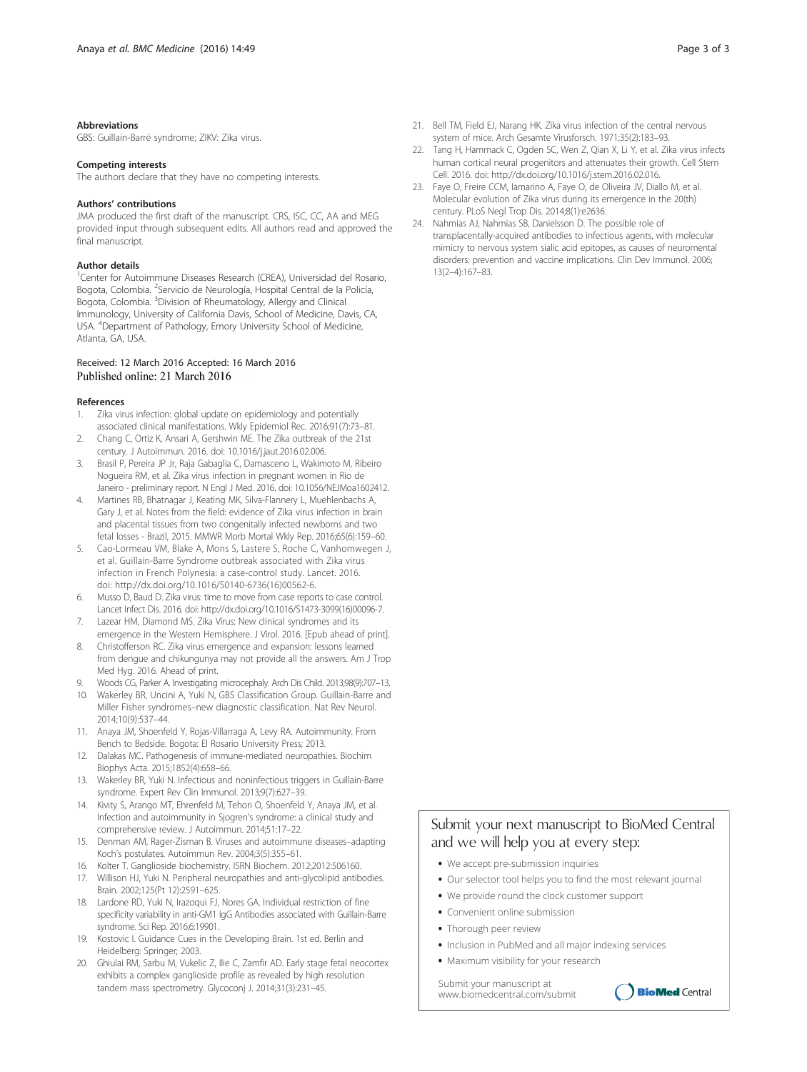### Abbreviations

GBS: Guillain-Barré syndrome; ZIKV: Zika virus.

### Competing interests

The authors declare that they have no competing interests.

### Authors' contributions

JMA produced the first draft of the manuscript. CRS, ISC, CC, AA and MEG provided input through subsequent edits. All authors read and approved the final manuscript.

### Author details

[1]Center for Autoimmune Diseases Research (CREA), Universidad del Rosario, Bogota, Colombia. [2]Servicio de Neurología, Hospital Central de la Policía, Bogota, Colombia. [3]Division of Rheumatology, Allergy and Clinical Immunology, University of California Davis, School of Medicine, Davis, CA, USA. [4]Department of Pathology, Emory University School of Medicine, Atlanta, GA, USA.

Received: 12 March 2016 Accepted: 16 March 2016
Published online: 21 March 2016

### References

1. Zika virus infection: global update on epidemiology and potentially associated clinical manifestations. Wkly Epidemiol Rec. 2016;91(7):73–81.
2. Chang C, Ortiz K, Ansari A, Gershwin ME. The Zika outbreak of the 21st century. J Autoimmun. 2016. doi: 10.1016/j.jaut.2016.02.006.
3. Brasil P, Pereira JP Jr, Raja Gabaglia C, Damasceno L, Wakimoto M, Ribeiro Nogueira RM, et al. Zika virus infection in pregnant women in Rio de Janeiro - preliminary report. N Engl J Med. 2016. doi: 10.1056/NEJMoa1602412.
4. Martines RB, Bhatnagar J, Keating MK, Silva-Flannery L, Muehlenbachs A, Gary J, et al. Notes from the field: evidence of Zika virus infection in brain and placental tissues from two congenitally infected newborns and two fetal losses - Brazil, 2015. MMWR Morb Mortal Wkly Rep. 2016;65(6):159–60.
5. Cao-Lormeau VM, Blake A, Mons S, Lastere S, Roche C, Vanhomwegen J, et al. Guillain-Barre Syndrome outbreak associated with Zika virus infection in French Polynesia: a case-control study. Lancet. 2016. doi: http://dx.doi.org/10.1016/S0140-6736(16)00562-6.
6. Musso D, Baud D. Zika virus: time to move from case reports to case control. Lancet Infect Dis. 2016. doi: http://dx.doi.org/10.1016/S1473-3099(16)00096-7.
7. Lazear HM, Diamond MS. Zika Virus: New clinical syndromes and its emergence in the Western Hemisphere. J Virol. 2016. [Epub ahead of print].
8. Christofferson RC. Zika virus emergence and expansion: lessons learned from dengue and chikungunya may not provide all the answers. Am J Trop Med Hyg. 2016. Ahead of print.
9. Woods CG, Parker A. Investigating microcephaly. Arch Dis Child. 2013;98(9):707–13.
10. Wakerley BR, Uncini A, Yuki N, GBS Classification Group. Guillain-Barre and Miller Fisher syndromes–new diagnostic classification. Nat Rev Neurol. 2014;10(9):537–44.
11. Anaya JM, Shoenfeld Y, Rojas-Villarraga A, Levy RA. Autoimmunity. From Bench to Bedside. Bogota: El Rosario University Press; 2013.
12. Dalakas MC. Pathogenesis of immune-mediated neuropathies. Biochim Biophys Acta. 2015;1852(4):658–66.
13. Wakerley BR, Yuki N. Infectious and noninfectious triggers in Guillain-Barre syndrome. Expert Rev Clin Immunol. 2013;9(7):627–39.
14. Kivity S, Arango MT, Ehrenfeld M, Tehori O, Shoenfeld Y, Anaya JM, et al. Infection and autoimmunity in Sjogren's syndrome: a clinical study and comprehensive review. J Autoimmun. 2014;51:17–22.
15. Denman AM, Rager-Zisman B. Viruses and autoimmune diseases–adapting Koch's postulates. Autoimmun Rev. 2004;3(5):355–61.
16. Kolter T. Ganglioside biochemistry. ISRN Biochem. 2012;2012:506160.
17. Willison HJ, Yuki N. Peripheral neuropathies and anti-glycolipid antibodies. Brain. 2002;125(Pt 12):2591–625.
18. Lardone RD, Yuki N, Irazoqui FJ, Nores GA. Individual restriction of fine specificity variability in anti-GM1 IgG Antibodies associated with Guillain-Barre syndrome. Sci Rep. 2016;6:19901.
19. Kostovic I. Guidance Cues in the Developing Brain. 1st ed. Berlin and Heidelberg: Springer; 2003.
20. Ghiulai RM, Sarbu M, Vukelic Z, Ilie C, Zamfir AD. Early stage fetal neocortex exhibits a complex ganglioside profile as revealed by high resolution tandem mass spectrometry. Glycoconj J. 2014;31(3):231–45.
21. Bell TM, Field EJ, Narang HK. Zika virus infection of the central nervous system of mice. Arch Gesamte Virusforsch. 1971;35(2):183–93.
22. Tang H, Hammack C, Ogden SC, Wen Z, Qian X, Li Y, et al. Zika virus infects human cortical neural progenitors and attenuates their growth. Cell Stem Cell. 2016. doi: http://dx.doi.org/10.1016/j.stem.2016.02.016.
23. Faye O, Freire CCM, Iamarino A, Faye O, de Oliveira JV, Diallo M, et al. Molecular evolution of Zika virus during its emergence in the 20(th) century. PLoS Negl Trop Dis. 2014;8(1):e2636.
24. Nahmias AJ, Nahmias SB, Danielsson D. The possible role of transplacentally-acquired antibodies to infectious agents, with molecular mimicry to nervous system sialic acid epitopes, as causes of neuromental disorders: prevention and vaccine implications. Clin Dev Immunol. 2006;13(2–4):167–83.

Submit your next manuscript to BioMed Central and we will help you at every step:

- We accept pre-submission inquiries
- Our selector tool helps you to find the most relevant journal
- We provide round the clock customer support
- Convenient online submission
- Thorough peer review
- Inclusion in PubMed and all major indexing services
- Maximum visibility for your research

Submit your manuscript at www.biomedcentral.com/submit

BioMed Central